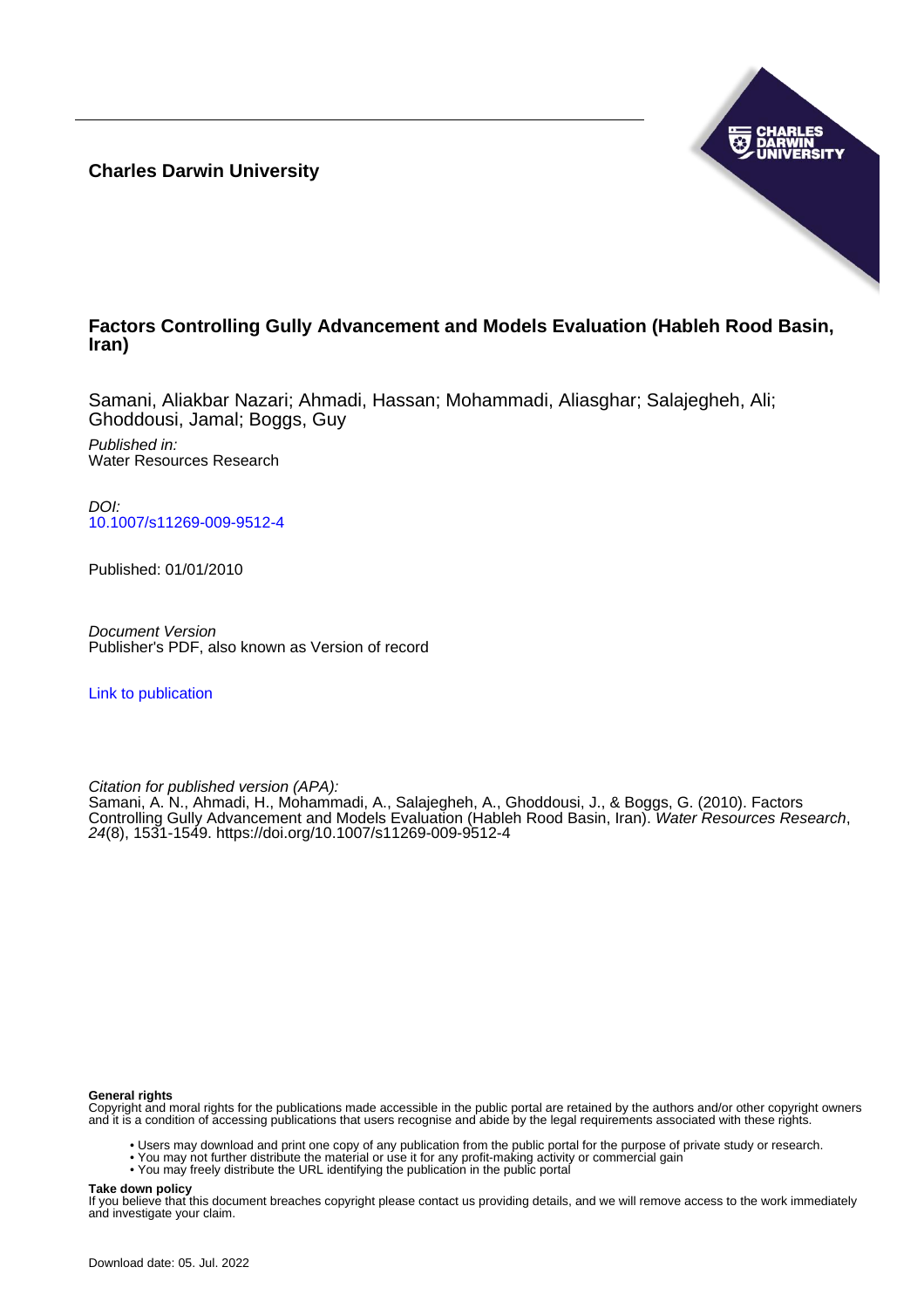**Charles Darwin University**

# Factors Controlling Gully Advancement and Models Evaluation (Hableh Rood Basin, Iran)

Samani, Aliakbar Nazari; Ahmadi, Hassan; Mohammadi, Aliasghar; Salajegheh, Ali; Ghoddousi, Jamal; Boggs, Guy

*Published in:*
Water Resources Research

*DOI:*
[10.1007/s11269-009-9512-4](https://doi.org/10.1007/s11269-009-9512-4)

Published: 01/01/2010

*Document Version*
Publisher's PDF, also known as Version of record

[Link to publication]

*Citation for published version (APA):*
Samani, A. N., Ahmadi, H., Mohammadi, A., Salajegheh, A., Ghoddousi, J., & Boggs, G. (2010). Factors Controlling Gully Advancement and Models Evaluation (Hableh Rood Basin, Iran). *Water Resources Research*, *24*(8), 1531-1549. https://doi.org/10.1007/s11269-009-9512-4

**General rights**
Copyright and moral rights for the publications made accessible in the public portal are retained by the authors and/or other copyright owners and it is a condition of accessing publications that users recognise and abide by the legal requirements associated with these rights.

- Users may download and print one copy of any publication from the public portal for the purpose of private study or research.
- You may not further distribute the material or use it for any profit-making activity or commercial gain
- You may freely distribute the URL identifying the publication in the public portal

**Take down policy**
If you believe that this document breaches copyright please contact us providing details, and we will remove access to the work immediately and investigate your claim.

Download date: 05. Jul. 2022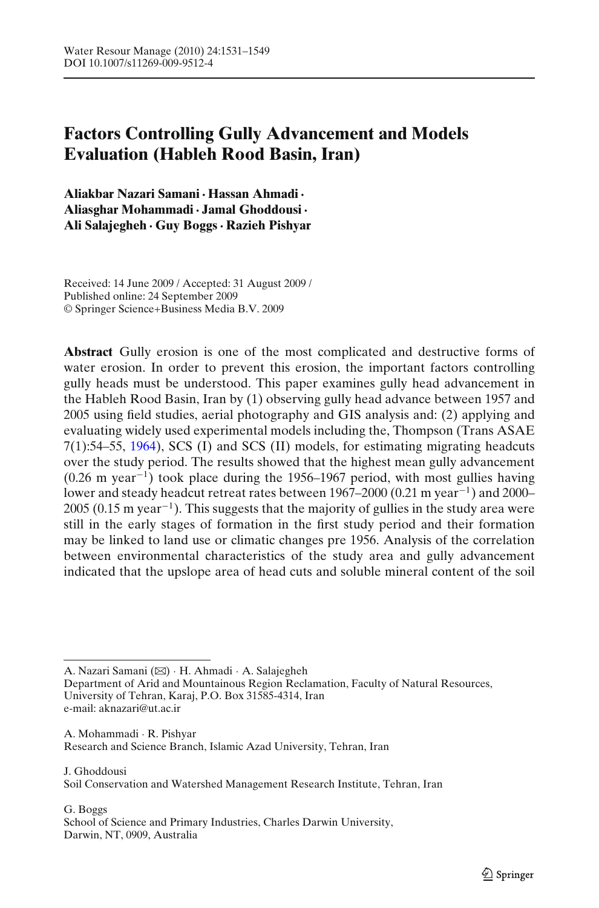Water Resour Manage (2010) 24:1531–1549
DOI 10.1007/s11269-009-9512-4

# Factors Controlling Gully Advancement and Models Evaluation (Hableh Rood Basin, Iran)

**Aliakbar Nazari Samani · Hassan Ahmadi · Aliasghar Mohammadi · Jamal Ghoddousi · Ali Salajegheh · Guy Boggs · Razieh Pishyar**

Received: 14 June 2009 / Accepted: 31 August 2009 /
Published online: 24 September 2009
© Springer Science+Business Media B.V. 2009

**Abstract** Gully erosion is one of the most complicated and destructive forms of water erosion. In order to prevent this erosion, the important factors controlling gully heads must be understood. This paper examines gully head advancement in the Hableh Rood Basin, Iran by (1) observing gully head advance between 1957 and 2005 using field studies, aerial photography and GIS analysis and: (2) applying and evaluating widely used experimental models including the, Thompson (Trans ASAE 7(1):54–55, 1964), SCS (I) and SCS (II) models, for estimating migrating headcuts over the study period. The results showed that the highest mean gully advancement (0.26 m year$^{-1}$) took place during the 1956–1967 period, with most gullies having lower and steady headcut retreat rates between 1967–2000 (0.21 m year$^{-1}$) and 2000–2005 (0.15 m year$^{-1}$). This suggests that the majority of gullies in the study area were still in the early stages of formation in the first study period and their formation may be linked to land use or climatic changes pre 1956. Analysis of the correlation between environmental characteristics of the study area and gully advancement indicated that the upslope area of head cuts and soluble mineral content of the soil

---

A. Nazari Samani (✉) · H. Ahmadi · A. Salajegheh
Department of Arid and Mountainous Region Reclamation, Faculty of Natural Resources, University of Tehran, Karaj, P.O. Box 31585-4314, Iran
e-mail: aknazari@ut.ac.ir

A. Mohammadi · R. Pishyar
Research and Science Branch, Islamic Azad University, Tehran, Iran

J. Ghoddousi
Soil Conservation and Watershed Management Research Institute, Tehran, Iran

G. Boggs
School of Science and Primary Industries, Charles Darwin University, Darwin, NT, 0909, Australia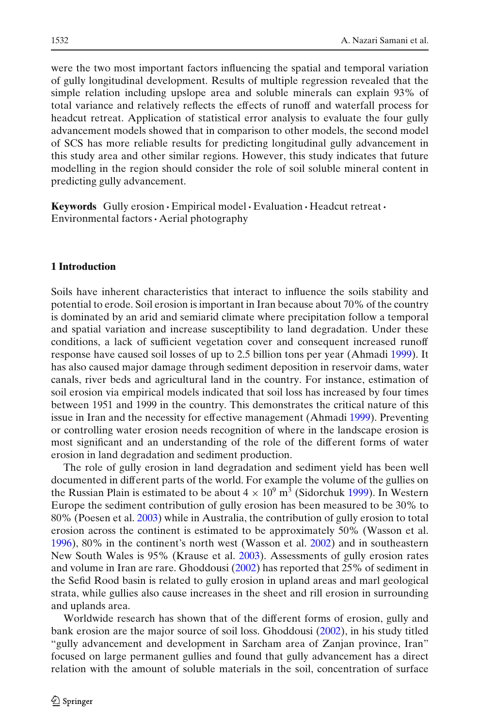were the two most important factors influencing the spatial and temporal variation of gully longitudinal development. Results of multiple regression revealed that the simple relation including upslope area and soluble minerals can explain 93% of total variance and relatively reflects the effects of runoff and waterfall process for headcut retreat. Application of statistical error analysis to evaluate the four gully advancement models showed that in comparison to other models, the second model of SCS has more reliable results for predicting longitudinal gully advancement in this study area and other similar regions. However, this study indicates that future modelling in the region should consider the role of soil soluble mineral content in predicting gully advancement.

**Keywords** Gully erosion · Empirical model · Evaluation · Headcut retreat · Environmental factors · Aerial photography

## 1 Introduction

Soils have inherent characteristics that interact to influence the soils stability and potential to erode. Soil erosion is important in Iran because about 70% of the country is dominated by an arid and semiarid climate where precipitation follow a temporal and spatial variation and increase susceptibility to land degradation. Under these conditions, a lack of sufficient vegetation cover and consequent increased runoff response have caused soil losses of up to 2.5 billion tons per year (Ahmadi 1999). It has also caused major damage through sediment deposition in reservoir dams, water canals, river beds and agricultural land in the country. For instance, estimation of soil erosion via empirical models indicated that soil loss has increased by four times between 1951 and 1999 in the country. This demonstrates the critical nature of this issue in Iran and the necessity for effective management (Ahmadi 1999). Preventing or controlling water erosion needs recognition of where in the landscape erosion is most significant and an understanding of the role of the different forms of water erosion in land degradation and sediment production.

The role of gully erosion in land degradation and sediment yield has been well documented in different parts of the world. For example the volume of the gullies on the Russian Plain is estimated to be about $4 \times 10^9$ $m^3$ (Sidorchuk 1999). In Western Europe the sediment contribution of gully erosion has been measured to be 30% to 80% (Poesen et al. 2003) while in Australia, the contribution of gully erosion to total erosion across the continent is estimated to be approximately 50% (Wasson et al. 1996), 80% in the continent's north west (Wasson et al. 2002) and in southeastern New South Wales is 95% (Krause et al. 2003). Assessments of gully erosion rates and volume in Iran are rare. Ghoddousi (2002) has reported that 25% of sediment in the Sefid Rood basin is related to gully erosion in upland areas and marl geological strata, while gullies also cause increases in the sheet and rill erosion in surrounding and uplands area.

Worldwide research has shown that of the different forms of erosion, gully and bank erosion are the major source of soil loss. Ghoddousi (2002), in his study titled "gully advancement and development in Sarcham area of Zanjan province, Iran" focused on large permanent gullies and found that gully advancement has a direct relation with the amount of soluble materials in the soil, concentration of surface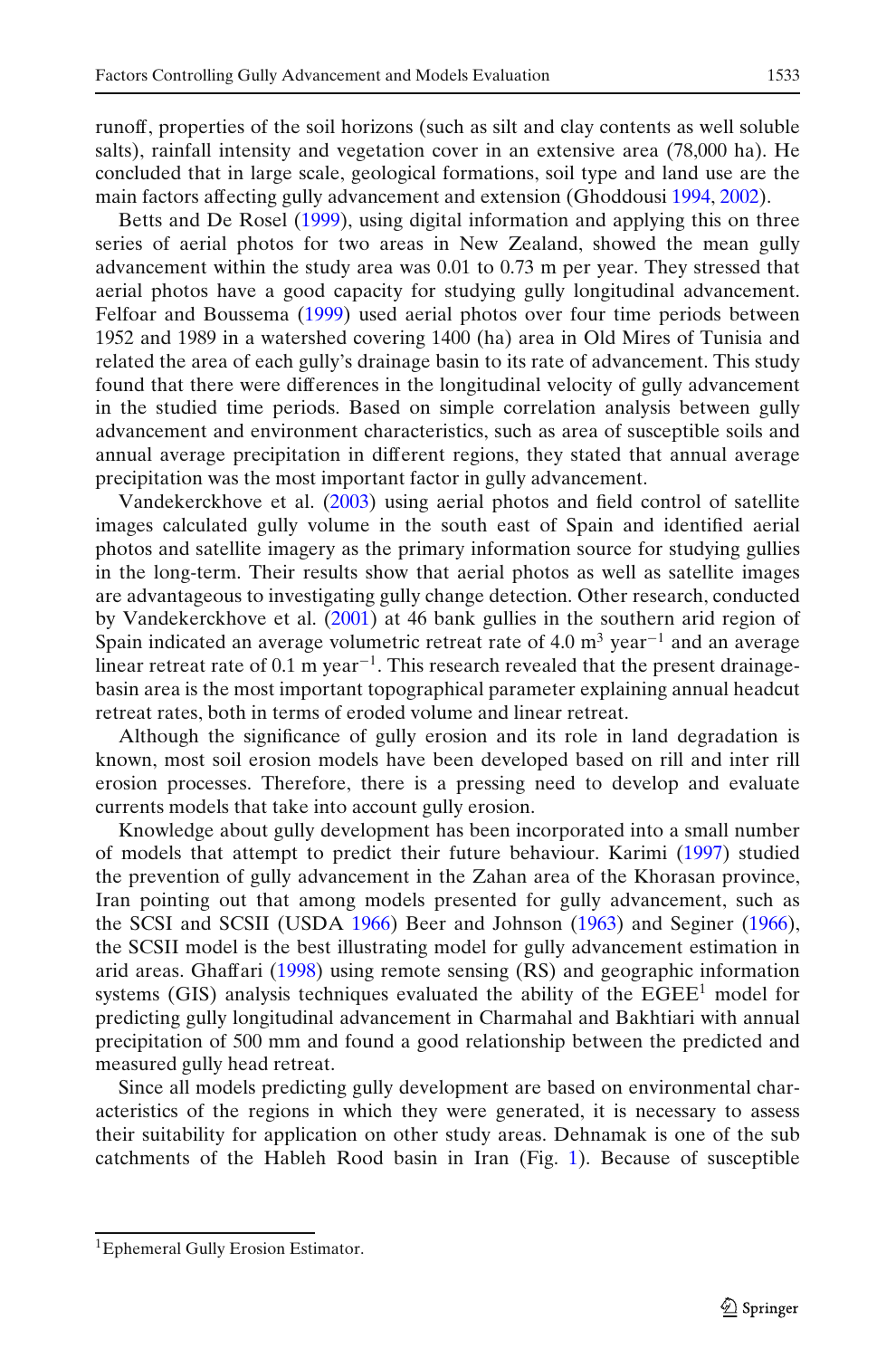runoff, properties of the soil horizons (such as silt and clay contents as well soluble salts), rainfall intensity and vegetation cover in an extensive area (78,000 ha). He concluded that in large scale, geological formations, soil type and land use are the main factors affecting gully advancement and extension (Ghoddousi 1994, 2002).

Betts and De Rosel (1999), using digital information and applying this on three series of aerial photos for two areas in New Zealand, showed the mean gully advancement within the study area was 0.01 to 0.73 m per year. They stressed that aerial photos have a good capacity for studying gully longitudinal advancement. Felfoar and Boussema (1999) used aerial photos over four time periods between 1952 and 1989 in a watershed covering 1400 (ha) area in Old Mires of Tunisia and related the area of each gully's drainage basin to its rate of advancement. This study found that there were differences in the longitudinal velocity of gully advancement in the studied time periods. Based on simple correlation analysis between gully advancement and environment characteristics, such as area of susceptible soils and annual average precipitation in different regions, they stated that annual average precipitation was the most important factor in gully advancement.

Vandekerckhove et al. (2003) using aerial photos and field control of satellite images calculated gully volume in the south east of Spain and identified aerial photos and satellite imagery as the primary information source for studying gullies in the long-term. Their results show that aerial photos as well as satellite images are advantageous to investigating gully change detection. Other research, conducted by Vandekerckhove et al. (2001) at 46 bank gullies in the southern arid region of Spain indicated an average volumetric retreat rate of 4.0 $m^3$ $year^{-1}$ and an average linear retreat rate of 0.1 m $year^{-1}$. This research revealed that the present drainage-basin area is the most important topographical parameter explaining annual headcut retreat rates, both in terms of eroded volume and linear retreat.

Although the significance of gully erosion and its role in land degradation is known, most soil erosion models have been developed based on rill and inter rill erosion processes. Therefore, there is a pressing need to develop and evaluate currents models that take into account gully erosion.

Knowledge about gully development has been incorporated into a small number of models that attempt to predict their future behaviour. Karimi (1997) studied the prevention of gully advancement in the Zahan area of the Khorasan province, Iran pointing out that among models presented for gully advancement, such as the SCSI and SCSII (USDA 1966) Beer and Johnson (1963) and Seginer (1966), the SCSII model is the best illustrating model for gully advancement estimation in arid areas. Ghaffari (1998) using remote sensing (RS) and geographic information systems (GIS) analysis techniques evaluated the ability of the EGEE[1] model for predicting gully longitudinal advancement in Charmahal and Bakhtiari with annual precipitation of 500 mm and found a good relationship between the predicted and measured gully head retreat.

Since all models predicting gully development are based on environmental characteristics of the regions in which they were generated, it is necessary to assess their suitability for application on other study areas. Dehnamak is one of the sub catchments of the Hableh Rood basin in Iran (Fig. 1). Because of susceptible

[1] Ephemeral Gully Erosion Estimator.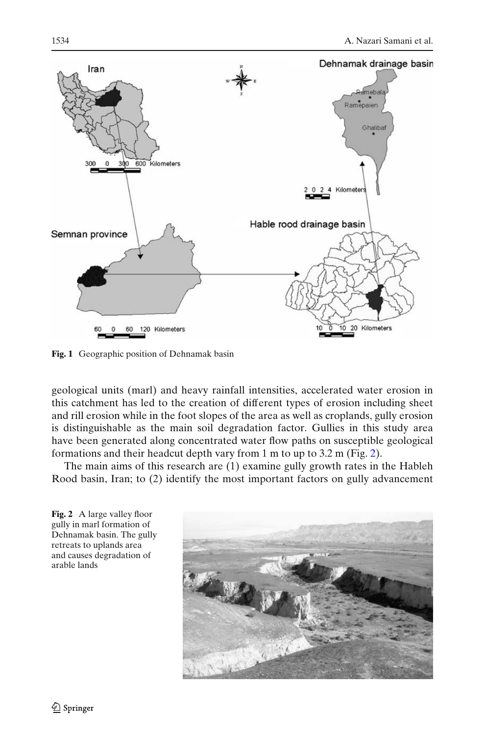Fig. 1 Geographic position of Dehnamak basin

geological units (marl) and heavy rainfall intensities, accelerated water erosion in this catchment has led to the creation of different types of erosion including sheet and rill erosion while in the foot slopes of the area as well as croplands, gully erosion is distinguishable as the main soil degradation factor. Gullies in this study area have been generated along concentrated water flow paths on susceptible geological formations and their headcut depth vary from 1 m to up to 3.2 m (Fig. 2).

The main aims of this research are (1) examine gully growth rates in the Hableh Rood basin, Iran; to (2) identify the most important factors on gully advancement

Fig. 2 A large valley floor gully in marl formation of Dehnamak basin. The gully retreats to uplands area and causes degradation of arable lands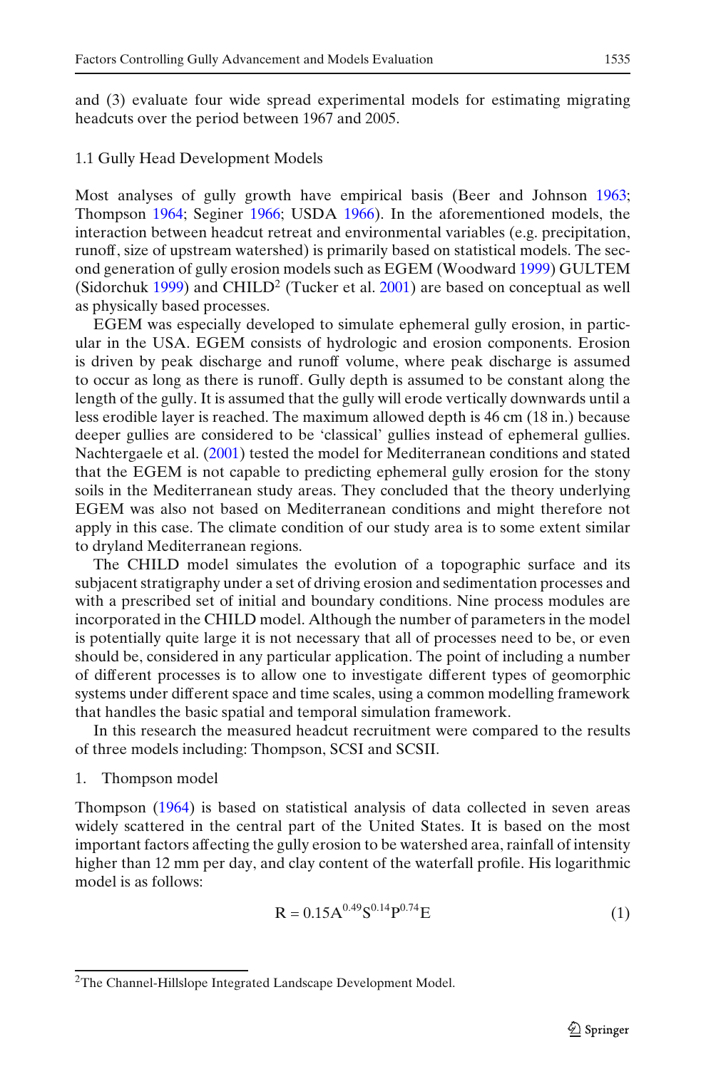and (3) evaluate four wide spread experimental models for estimating migrating headcuts over the period between 1967 and 2005.

### 1.1 Gully Head Development Models

Most analyses of gully growth have empirical basis (Beer and Johnson 1963; Thompson 1964; Seginer 1966; USDA 1966). In the aforementioned models, the interaction between headcut retreat and environmental variables (e.g. precipitation, runoff, size of upstream watershed) is primarily based on statistical models. The second generation of gully erosion models such as EGEM (Woodward 1999) GULTEM (Sidorchuk 1999) and CHILD[2] (Tucker et al. 2001) are based on conceptual as well as physically based processes.

EGEM was especially developed to simulate ephemeral gully erosion, in particular in the USA. EGEM consists of hydrologic and erosion components. Erosion is driven by peak discharge and runoff volume, where peak discharge is assumed to occur as long as there is runoff. Gully depth is assumed to be constant along the length of the gully. It is assumed that the gully will erode vertically downwards until a less erodible layer is reached. The maximum allowed depth is 46 cm (18 in.) because deeper gullies are considered to be 'classical' gullies instead of ephemeral gullies. Nachtergaele et al. (2001) tested the model for Mediterranean conditions and stated that the EGEM is not capable to predicting ephemeral gully erosion for the stony soils in the Mediterranean study areas. They concluded that the theory underlying EGEM was also not based on Mediterranean conditions and might therefore not apply in this case. The climate condition of our study area is to some extent similar to dryland Mediterranean regions.

The CHILD model simulates the evolution of a topographic surface and its subjacent stratigraphy under a set of driving erosion and sedimentation processes and with a prescribed set of initial and boundary conditions. Nine process modules are incorporated in the CHILD model. Although the number of parameters in the model is potentially quite large it is not necessary that all of processes need to be, or even should be, considered in any particular application. The point of including a number of different processes is to allow one to investigate different types of geomorphic systems under different space and time scales, using a common modelling framework that handles the basic spatial and temporal simulation framework.

In this research the measured headcut recruitment were compared to the results of three models including: Thompson, SCSI and SCSII.

1. Thompson model

Thompson (1964) is based on statistical analysis of data collected in seven areas widely scattered in the central part of the United States. It is based on the most important factors affecting the gully erosion to be watershed area, rainfall of intensity higher than 12 mm per day, and clay content of the waterfall profile. His logarithmic model is as follows:

$$R = 0.15A^{0.49}S^{0.14}P^{0.74}E \tag{1}$$

[2]The Channel-Hillslope Integrated Landscape Development Model.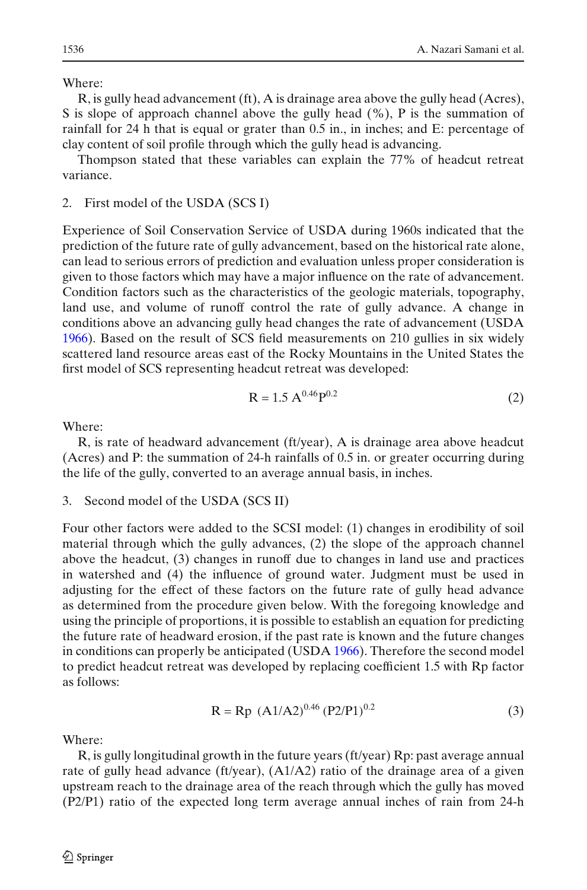Where:

R, is gully head advancement (ft), A is drainage area above the gully head (Acres), S is slope of approach channel above the gully head (%), P is the summation of rainfall for 24 h that is equal or grater than 0.5 in., in inches; and E: percentage of clay content of soil profile through which the gully head is advancing.

Thompson stated that these variables can explain the 77% of headcut retreat variance.

2. First model of the USDA (SCS I)

Experience of Soil Conservation Service of USDA during 1960s indicated that the prediction of the future rate of gully advancement, based on the historical rate alone, can lead to serious errors of prediction and evaluation unless proper consideration is given to those factors which may have a major influence on the rate of advancement. Condition factors such as the characteristics of the geologic materials, topography, land use, and volume of runoff control the rate of gully advance. A change in conditions above an advancing gully head changes the rate of advancement (USDA 1966). Based on the result of SCS field measurements on 210 gullies in six widely scattered land resource areas east of the Rocky Mountains in the United States the first model of SCS representing headcut retreat was developed:

$$R = 1.5\ A^{0.46} P^{0.2} \tag{2}$$

Where:

R, is rate of headward advancement (ft/year), A is drainage area above headcut (Acres) and P: the summation of 24-h rainfalls of 0.5 in. or greater occurring during the life of the gully, converted to an average annual basis, in inches.

3. Second model of the USDA (SCS II)

Four other factors were added to the SCSI model: (1) changes in erodibility of soil material through which the gully advances, (2) the slope of the approach channel above the headcut, (3) changes in runoff due to changes in land use and practices in watershed and (4) the influence of ground water. Judgment must be used in adjusting for the effect of these factors on the future rate of gully head advance as determined from the procedure given below. With the foregoing knowledge and using the principle of proportions, it is possible to establish an equation for predicting the future rate of headward erosion, if the past rate is known and the future changes in conditions can properly be anticipated (USDA 1966). Therefore the second model to predict headcut retreat was developed by replacing coefficient 1.5 with Rp factor as follows:

$$R = Rp\ (A1/A2)^{0.46}\ (P2/P1)^{0.2} \tag{3}$$

Where:

R, is gully longitudinal growth in the future years (ft/year) Rp: past average annual rate of gully head advance (ft/year), (A1/A2) ratio of the drainage area of a given upstream reach to the drainage area of the reach through which the gully has moved (P2/P1) ratio of the expected long term average annual inches of rain from 24-h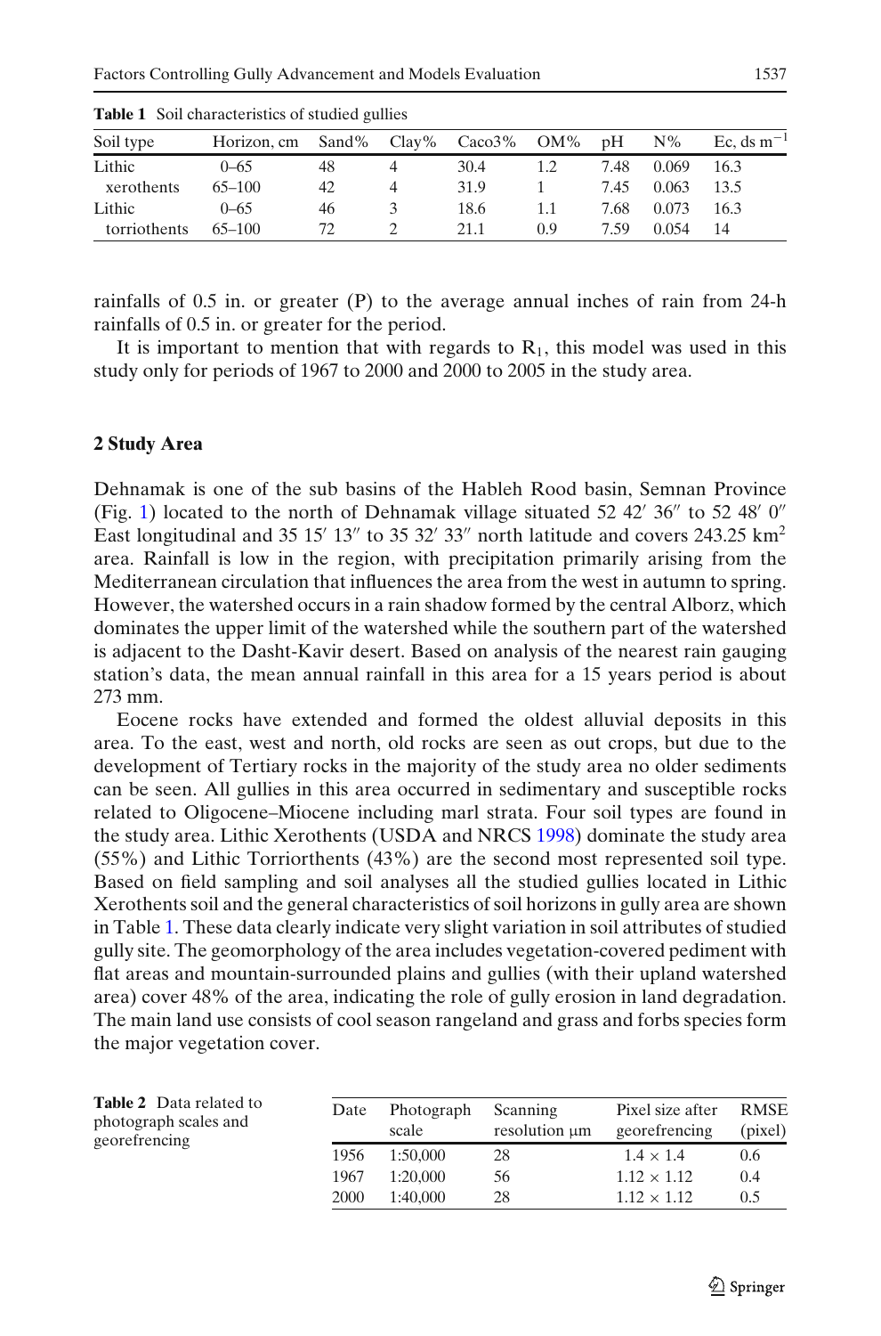**Table 1** Soil characteristics of studied gullies

| Soil type | Horizon, cm | Sand% | Clay% | Caco3% | OM% | pH | N% | Ec, ds $m^{-1}$ |
|---|---|---|---|---|---|---|---|---|
| Lithic | 0–65 | 48 | 4 | 30.4 | 1.2 | 7.48 | 0.069 | 16.3 |
| xerothents | 65–100 | 42 | 4 | 31.9 | 1 | 7.45 | 0.063 | 13.5 |
| Lithic | 0–65 | 46 | 3 | 18.6 | 1.1 | 7.68 | 0.073 | 16.3 |
| torriothents | 65–100 | 72 | 2 | 21.1 | 0.9 | 7.59 | 0.054 | 14 |

rainfalls of 0.5 in. or greater (P) to the average annual inches of rain from 24-h rainfalls of 0.5 in. or greater for the period.

It is important to mention that with regards to $R_1$, this model was used in this study only for periods of 1967 to 2000 and 2000 to 2005 in the study area.

## 2 Study Area

Dehnamak is one of the sub basins of the Hableh Rood basin, Semnan Province (Fig. 1) located to the north of Dehnamak village situated 52 42′ 36″ to 52 48′ 0″ East longitudinal and 35 15′ 13″ to 35 32′ 33″ north latitude and covers 243.25 $km^2$ area. Rainfall is low in the region, with precipitation primarily arising from the Mediterranean circulation that influences the area from the west in autumn to spring. However, the watershed occurs in a rain shadow formed by the central Alborz, which dominates the upper limit of the watershed while the southern part of the watershed is adjacent to the Dasht-Kavir desert. Based on analysis of the nearest rain gauging station's data, the mean annual rainfall in this area for a 15 years period is about 273 mm.

Eocene rocks have extended and formed the oldest alluvial deposits in this area. To the east, west and north, old rocks are seen as out crops, but due to the development of Tertiary rocks in the majority of the study area no older sediments can be seen. All gullies in this area occurred in sedimentary and susceptible rocks related to Oligocene–Miocene including marl strata. Four soil types are found in the study area. Lithic Xerothents (USDA and NRCS 1998) dominate the study area (55%) and Lithic Torriorthents (43%) are the second most represented soil type. Based on field sampling and soil analyses all the studied gullies located in Lithic Xerothents soil and the general characteristics of soil horizons in gully area are shown in Table 1. These data clearly indicate very slight variation in soil attributes of studied gully site. The geomorphology of the area includes vegetation-covered pediment with flat areas and mountain-surrounded plains and gullies (with their upland watershed area) cover 48% of the area, indicating the role of gully erosion in land degradation. The main land use consists of cool season rangeland and grass and forbs species form the major vegetation cover.

**Table 2** Data related to photograph scales and georefrencing

| Date | Photograph scale | Scanning resolution μm | Pixel size after georefrencing | RMSE (pixel) |
|---|---|---|---|---|
| 1956 | 1:50,000 | 28 | 1.4 × 1.4 | 0.6 |
| 1967 | 1:20,000 | 56 | 1.12 × 1.12 | 0.4 |
| 2000 | 1:40,000 | 28 | 1.12 × 1.12 | 0.5 |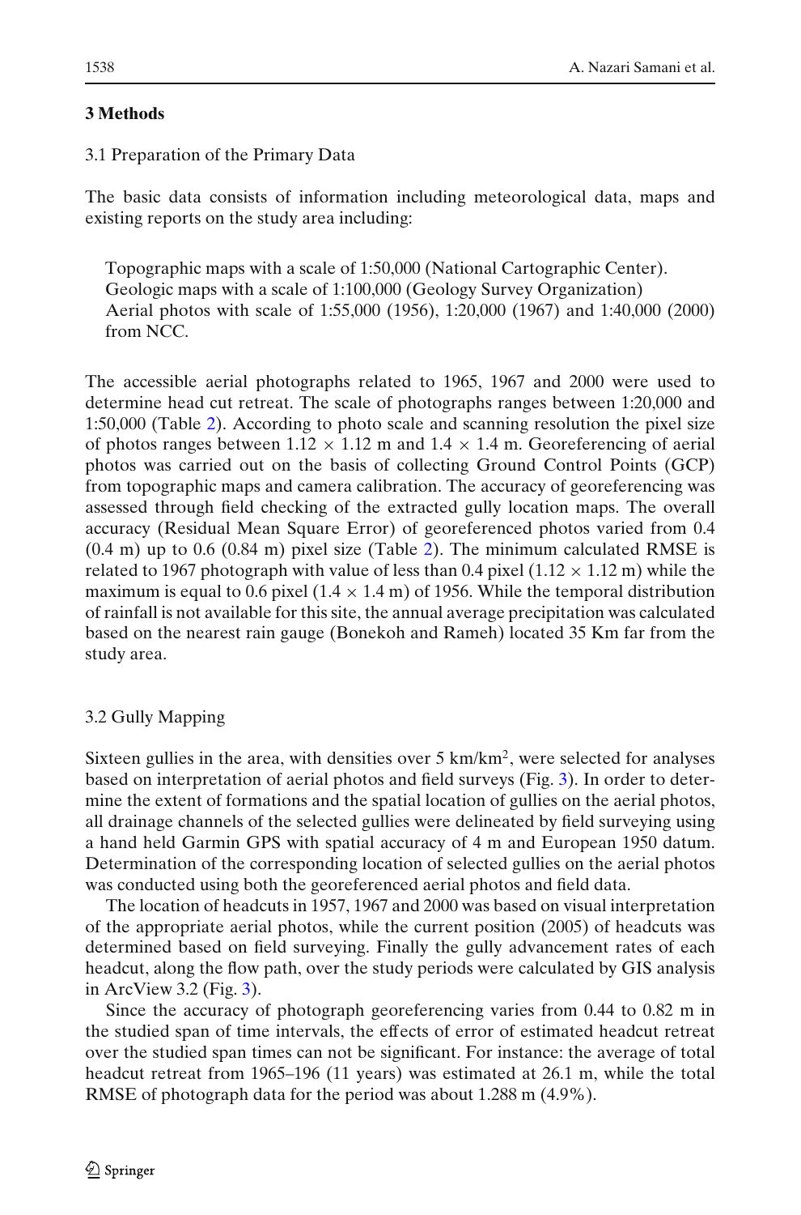## 3 Methods

### 3.1 Preparation of the Primary Data

The basic data consists of information including meteorological data, maps and existing reports on the study area including:

Topographic maps with a scale of 1:50,000 (National Cartographic Center).
Geologic maps with a scale of 1:100,000 (Geology Survey Organization)
Aerial photos with scale of 1:55,000 (1956), 1:20,000 (1967) and 1:40,000 (2000) from NCC.

The accessible aerial photographs related to 1965, 1967 and 2000 were used to determine head cut retreat. The scale of photographs ranges between 1:20,000 and 1:50,000 (Table 2). According to photo scale and scanning resolution the pixel size of photos ranges between $1.12 \times 1.12$ m and $1.4 \times 1.4$ m. Georeferencing of aerial photos was carried out on the basis of collecting Ground Control Points (GCP) from topographic maps and camera calibration. The accuracy of georeferencing was assessed through field checking of the extracted gully location maps. The overall accuracy (Residual Mean Square Error) of georeferenced photos varied from 0.4 (0.4 m) up to 0.6 (0.84 m) pixel size (Table 2). The minimum calculated RMSE is related to 1967 photograph with value of less than 0.4 pixel ($1.12 \times 1.12$ m) while the maximum is equal to 0.6 pixel ($1.4 \times 1.4$ m) of 1956. While the temporal distribution of rainfall is not available for this site, the annual average precipitation was calculated based on the nearest rain gauge (Bonekoh and Rameh) located 35 Km far from the study area.

### 3.2 Gully Mapping

Sixteen gullies in the area, with densities over 5 km/km$^2$, were selected for analyses based on interpretation of aerial photos and field surveys (Fig. 3). In order to determine the extent of formations and the spatial location of gullies on the aerial photos, all drainage channels of the selected gullies were delineated by field surveying using a hand held Garmin GPS with spatial accuracy of 4 m and European 1950 datum. Determination of the corresponding location of selected gullies on the aerial photos was conducted using both the georeferenced aerial photos and field data.

The location of headcuts in 1957, 1967 and 2000 was based on visual interpretation of the appropriate aerial photos, while the current position (2005) of headcuts was determined based on field surveying. Finally the gully advancement rates of each headcut, along the flow path, over the study periods were calculated by GIS analysis in ArcView 3.2 (Fig. 3).

Since the accuracy of photograph georeferencing varies from 0.44 to 0.82 m in the studied span of time intervals, the effects of error of estimated headcut retreat over the studied span times can not be significant. For instance: the average of total headcut retreat from 1965–196 (11 years) was estimated at 26.1 m, while the total RMSE of photograph data for the period was about 1.288 m (4.9%).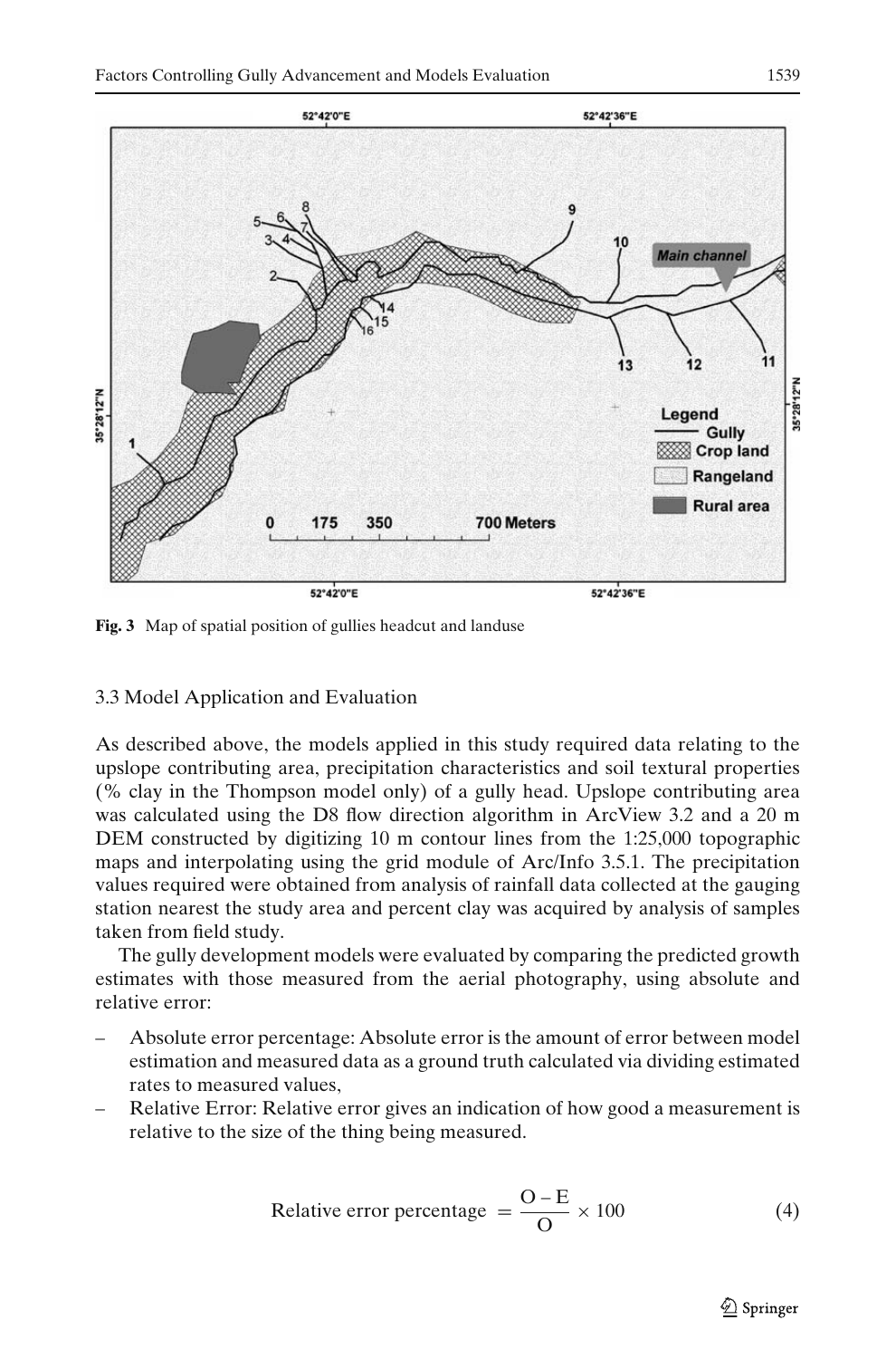**Fig. 3** Map of spatial position of gullies headcut and landuse

### 3.3 Model Application and Evaluation

As described above, the models applied in this study required data relating to the upslope contributing area, precipitation characteristics and soil textural properties (% clay in the Thompson model only) of a gully head. Upslope contributing area was calculated using the D8 flow direction algorithm in ArcView 3.2 and a 20 m DEM constructed by digitizing 10 m contour lines from the 1:25,000 topographic maps and interpolating using the grid module of Arc/Info 3.5.1. The precipitation values required were obtained from analysis of rainfall data collected at the gauging station nearest the study area and percent clay was acquired by analysis of samples taken from field study.

The gully development models were evaluated by comparing the predicted growth estimates with those measured from the aerial photography, using absolute and relative error:

- Absolute error percentage: Absolute error is the amount of error between model estimation and measured data as a ground truth calculated via dividing estimated rates to measured values,
- Relative Error: Relative error gives an indication of how good a measurement is relative to the size of the thing being measured.

$$\text{Relative error percentage} = \frac{\text{O} - \text{E}}{\text{O}} \times 100 \tag{4}$$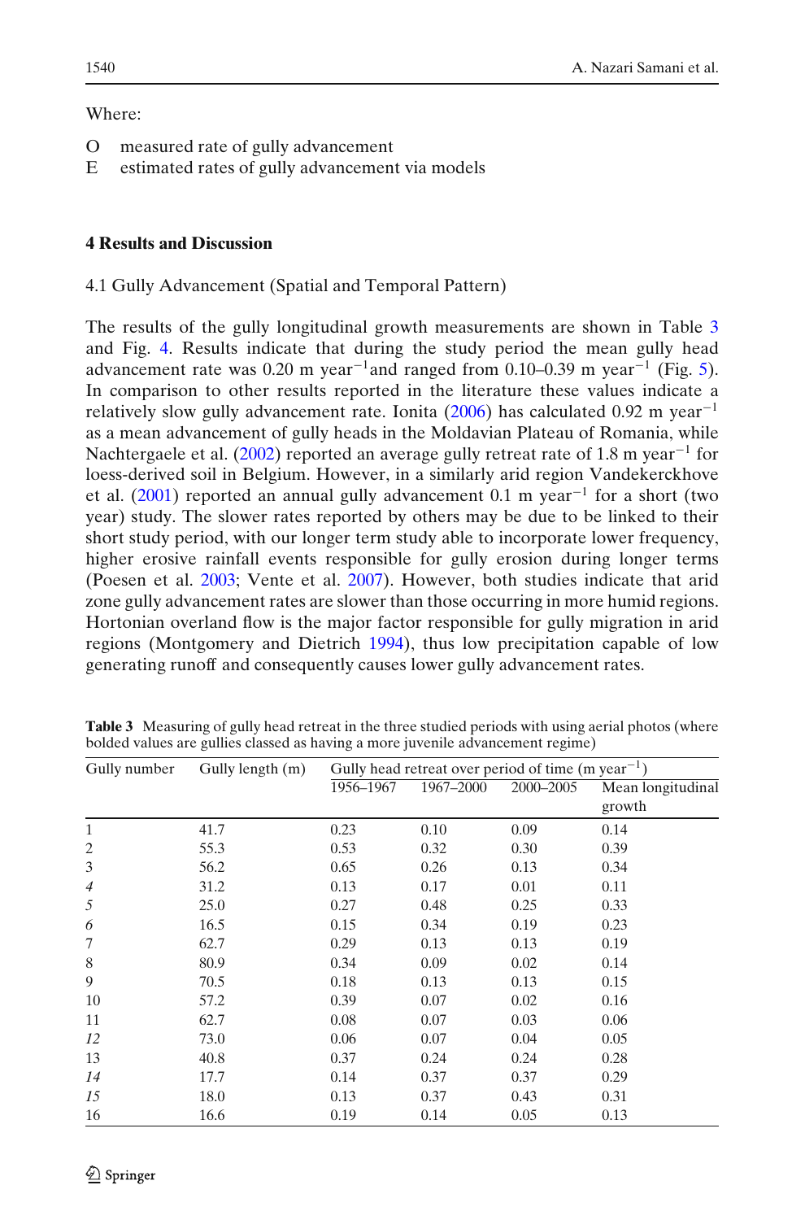Where:

O measured rate of gully advancement
E estimated rates of gully advancement via models

## 4 Results and Discussion

### 4.1 Gully Advancement (Spatial and Temporal Pattern)

The results of the gully longitudinal growth measurements are shown in Table 3 and Fig. 4. Results indicate that during the study period the mean gully head advancement rate was 0.20 m year$^{-1}$and ranged from 0.10–0.39 m year$^{-1}$ (Fig. 5). In comparison to other results reported in the literature these values indicate a relatively slow gully advancement rate. Ionita (2006) has calculated 0.92 m year$^{-1}$ as a mean advancement of gully heads in the Moldavian Plateau of Romania, while Nachtergaele et al. (2002) reported an average gully retreat rate of 1.8 m year$^{-1}$ for loess-derived soil in Belgium. However, in a similarly arid region Vandekerckhove et al. (2001) reported an annual gully advancement 0.1 m year$^{-1}$ for a short (two year) study. The slower rates reported by others may be due to be linked to their short study period, with our longer term study able to incorporate lower frequency, higher erosive rainfall events responsible for gully erosion during longer terms (Poesen et al. 2003; Vente et al. 2007). However, both studies indicate that arid zone gully advancement rates are slower than those occurring in more humid regions. Hortonian overland flow is the major factor responsible for gully migration in arid regions (Montgomery and Dietrich 1994), thus low precipitation capable of low generating runoff and consequently causes lower gully advancement rates.

**Table 3** Measuring of gully head retreat in the three studied periods with using aerial photos (where bolded values are gullies classed as having a more juvenile advancement regime)

| Gully number | Gully length (m) | Gully head retreat over period of time (m year$^{-1}$) | | | |
|---|---|---|---|---|---|
| | | 1956–1967 | 1967–2000 | 2000–2005 | Mean longitudinal growth |
| 1 | 41.7 | 0.23 | 0.10 | 0.09 | 0.14 |
| 2 | 55.3 | 0.53 | 0.32 | 0.30 | 0.39 |
| 3 | 56.2 | 0.65 | 0.26 | 0.13 | 0.34 |
| *4* | 31.2 | 0.13 | 0.17 | 0.01 | 0.11 |
| *5* | 25.0 | 0.27 | 0.48 | 0.25 | 0.33 |
| *6* | 16.5 | 0.15 | 0.34 | 0.19 | 0.23 |
| 7 | 62.7 | 0.29 | 0.13 | 0.13 | 0.19 |
| 8 | 80.9 | 0.34 | 0.09 | 0.02 | 0.14 |
| 9 | 70.5 | 0.18 | 0.13 | 0.13 | 0.15 |
| 10 | 57.2 | 0.39 | 0.07 | 0.02 | 0.16 |
| 11 | 62.7 | 0.08 | 0.07 | 0.03 | 0.06 |
| *12* | 73.0 | 0.06 | 0.07 | 0.04 | 0.05 |
| 13 | 40.8 | 0.37 | 0.24 | 0.24 | 0.28 |
| *14* | 17.7 | 0.14 | 0.37 | 0.37 | 0.29 |
| *15* | 18.0 | 0.13 | 0.37 | 0.43 | 0.31 |
| 16 | 16.6 | 0.19 | 0.14 | 0.05 | 0.13 |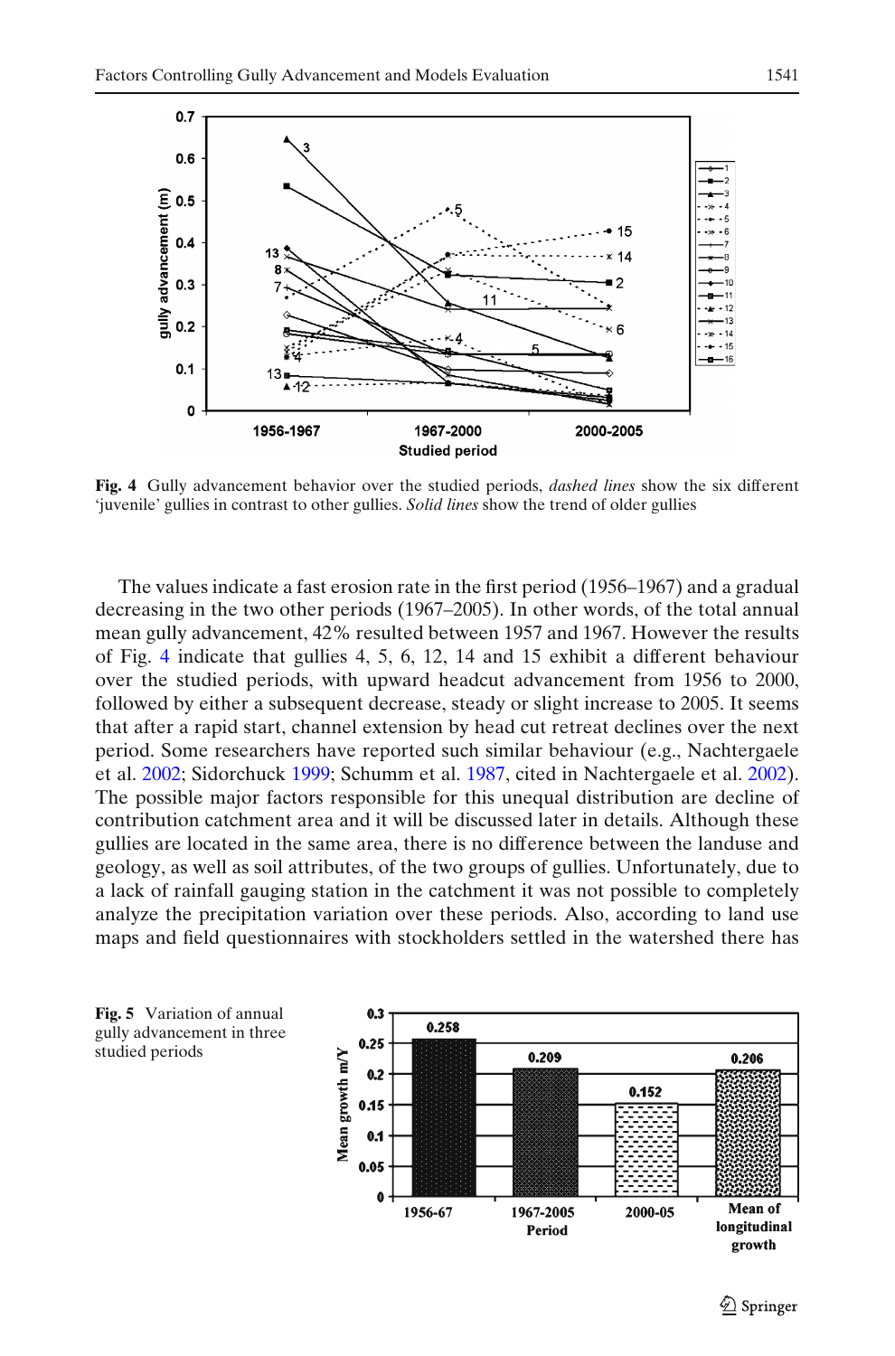**Fig. 4** Gully advancement behavior over the studied periods, *dashed lines* show the six different 'juvenile' gullies in contrast to other gullies. *Solid lines* show the trend of older gullies

The values indicate a fast erosion rate in the first period (1956–1967) and a gradual decreasing in the two other periods (1967–2005). In other words, of the total annual mean gully advancement, 42% resulted between 1957 and 1967. However the results of Fig. 4 indicate that gullies 4, 5, 6, 12, 14 and 15 exhibit a different behaviour over the studied periods, with upward headcut advancement from 1956 to 2000, followed by either a subsequent decrease, steady or slight increase to 2005. It seems that after a rapid start, channel extension by head cut retreat declines over the next period. Some researchers have reported such similar behaviour (e.g., Nachtergaele et al. 2002; Sidorchuck 1999; Schumm et al. 1987, cited in Nachtergaele et al. 2002). The possible major factors responsible for this unequal distribution are decline of contribution catchment area and it will be discussed later in details. Although these gullies are located in the same area, there is no difference between the landuse and geology, as well as soil attributes, of the two groups of gullies. Unfortunately, due to a lack of rainfall gauging station in the catchment it was not possible to completely analyze the precipitation variation over these periods. Also, according to land use maps and field questionnaires with stockholders settled in the watershed there has

**Fig. 5** Variation of annual gully advancement in three studied periods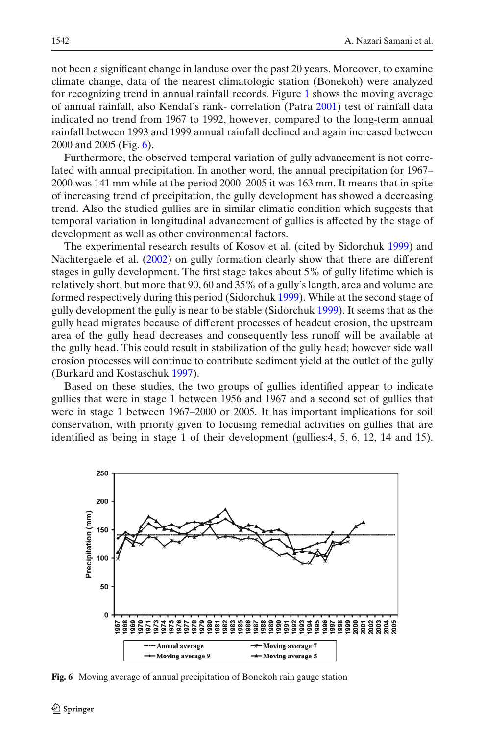not been a significant change in landuse over the past 20 years. Moreover, to examine climate change, data of the nearest climatologic station (Bonekoh) were analyzed for recognizing trend in annual rainfall records. Figure 1 shows the moving average of annual rainfall, also Kendal's rank- correlation (Patra 2001) test of rainfall data indicated no trend from 1967 to 1992, however, compared to the long-term annual rainfall between 1993 and 1999 annual rainfall declined and again increased between 2000 and 2005 (Fig. 6).

Furthermore, the observed temporal variation of gully advancement is not correlated with annual precipitation. In another word, the annual precipitation for 1967–2000 was 141 mm while at the period 2000–2005 it was 163 mm. It means that in spite of increasing trend of precipitation, the gully development has showed a decreasing trend. Also the studied gullies are in similar climatic condition which suggests that temporal variation in longitudinal advancement of gullies is affected by the stage of development as well as other environmental factors.

The experimental research results of Kosov et al. (cited by Sidorchuk 1999) and Nachtergaele et al. (2002) on gully formation clearly show that there are different stages in gully development. The first stage takes about 5% of gully lifetime which is relatively short, but more that 90, 60 and 35% of a gully's length, area and volume are formed respectively during this period (Sidorchuk 1999). While at the second stage of gully development the gully is near to be stable (Sidorchuk 1999). It seems that as the gully head migrates because of different processes of headcut erosion, the upstream area of the gully head decreases and consequently less runoff will be available at the gully head. This could result in stabilization of the gully head; however side wall erosion processes will continue to contribute sediment yield at the outlet of the gully (Burkard and Kostaschuk 1997).

Based on these studies, the two groups of gullies identified appear to indicate gullies that were in stage 1 between 1956 and 1967 and a second set of gullies that were in stage 1 between 1967–2000 or 2005. It has important implications for soil conservation, with priority given to focusing remedial activities on gullies that are identified as being in stage 1 of their development (gullies:4, 5, 6, 12, 14 and 15).

**Fig. 6** Moving average of annual precipitation of Bonekoh rain gauge station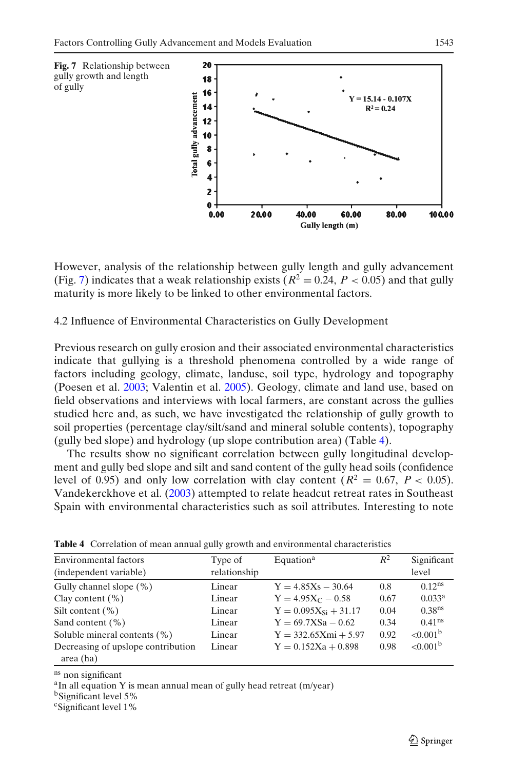**Fig. 7** Relationship between gully growth and length of gully

However, analysis of the relationship between gully length and gully advancement (Fig. 7) indicates that a weak relationship exists ($R^2 = 0.24$, $P < 0.05$) and that gully maturity is more likely to be linked to other environmental factors.

## 4.2 Influence of Environmental Characteristics on Gully Development

Previous research on gully erosion and their associated environmental characteristics indicate that gullying is a threshold phenomena controlled by a wide range of factors including geology, climate, landuse, soil type, hydrology and topography (Poesen et al. 2003; Valentin et al. 2005). Geology, climate and land use, based on field observations and interviews with local farmers, are constant across the gullies studied here and, as such, we have investigated the relationship of gully growth to soil properties (percentage clay/silt/sand and mineral soluble contents), topography (gully bed slope) and hydrology (up slope contribution area) (Table 4).

The results show no significant correlation between gully longitudinal development and gully bed slope and silt and sand content of the gully head soils (confidence level of 0.95) and only low correlation with clay content ($R^2 = 0.67$, $P < 0.05$). Vandekerckhove et al. (2003) attempted to relate headcut retreat rates in Southeast Spain with environmental characteristics such as soil attributes. Interesting to note

**Table 4** Correlation of mean annual gully growth and environmental characteristics

| Environmental factors (independent variable) | Type of relationship | Equation[a] | $R^2$ | Significant level |
|---|---|---|---|---|
| Gully channel slope (%) | Linear | $Y = 4.85X_s - 30.64$ | 0.8 | 0.12[ns] |
| Clay content (%) | Linear | $Y = 4.95X_C - 0.58$ | 0.67 | 0.033[a] |
| Silt content (%) | Linear | $Y = 0.095X_{Si} + 31.17$ | 0.04 | 0.38[ns] |
| Sand content (%) | Linear | $Y = 69.7XSa - 0.62$ | 0.34 | 0.41[ns] |
| Soluble mineral contents (%) | Linear | $Y = 332.65Xmi + 5.97$ | 0.92 | <0.001[b] |
| Decreasing of upslope contribution area (ha) | Linear | $Y = 0.152Xa + 0.898$ | 0.98 | <0.001[b] |

[ns] non significant

[a]In all equation Y is mean annual mean of gully head retreat (m/year)

[b]Significant level 5%

[c]Significant level 1%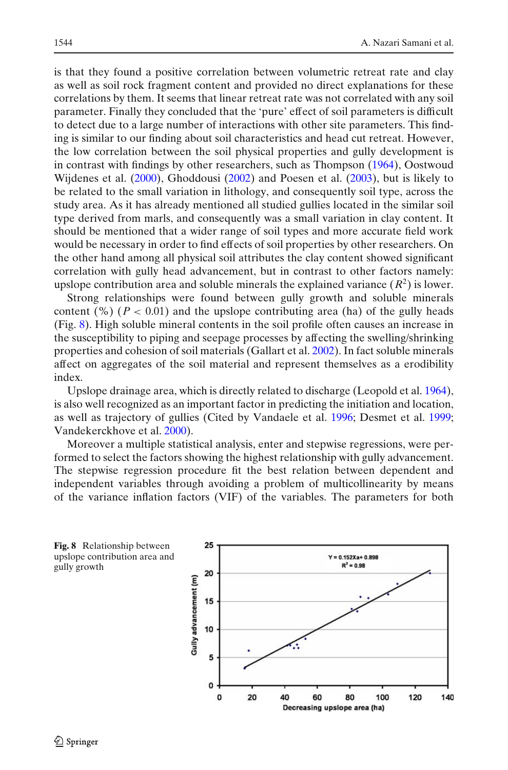is that they found a positive correlation between volumetric retreat rate and clay as well as soil rock fragment content and provided no direct explanations for these correlations by them. It seems that linear retreat rate was not correlated with any soil parameter. Finally they concluded that the 'pure' effect of soil parameters is difficult to detect due to a large number of interactions with other site parameters. This finding is similar to our finding about soil characteristics and head cut retreat. However, the low correlation between the soil physical properties and gully development is in contrast with findings by other researchers, such as Thompson (1964), Oostwoud Wijdenes et al. (2000), Ghoddousi (2002) and Poesen et al. (2003), but is likely to be related to the small variation in lithology, and consequently soil type, across the study area. As it has already mentioned all studied gullies located in the similar soil type derived from marls, and consequently was a small variation in clay content. It should be mentioned that a wider range of soil types and more accurate field work would be necessary in order to find effects of soil properties by other researchers. On the other hand among all physical soil attributes the clay content showed significant correlation with gully head advancement, but in contrast to other factors namely: upslope contribution area and soluble minerals the explained variance ($R^2$) is lower.

Strong relationships were found between gully growth and soluble minerals content (%) ($P < 0.01$) and the upslope contributing area (ha) of the gully heads (Fig. 8). High soluble mineral contents in the soil profile often causes an increase in the susceptibility to piping and seepage processes by affecting the swelling/shrinking properties and cohesion of soil materials (Gallart et al. 2002). In fact soluble minerals affect on aggregates of the soil material and represent themselves as a erodibility index.

Upslope drainage area, which is directly related to discharge (Leopold et al. 1964), is also well recognized as an important factor in predicting the initiation and location, as well as trajectory of gullies (Cited by Vandaele et al. 1996; Desmet et al. 1999; Vandekerckhove et al. 2000).

Moreover a multiple statistical analysis, enter and stepwise regressions, were performed to select the factors showing the highest relationship with gully advancement. The stepwise regression procedure fit the best relation between dependent and independent variables through avoiding a problem of multicollinearity by means of the variance inflation factors (VIF) of the variables. The parameters for both

**Fig. 8** Relationship between upslope contribution area and gully growth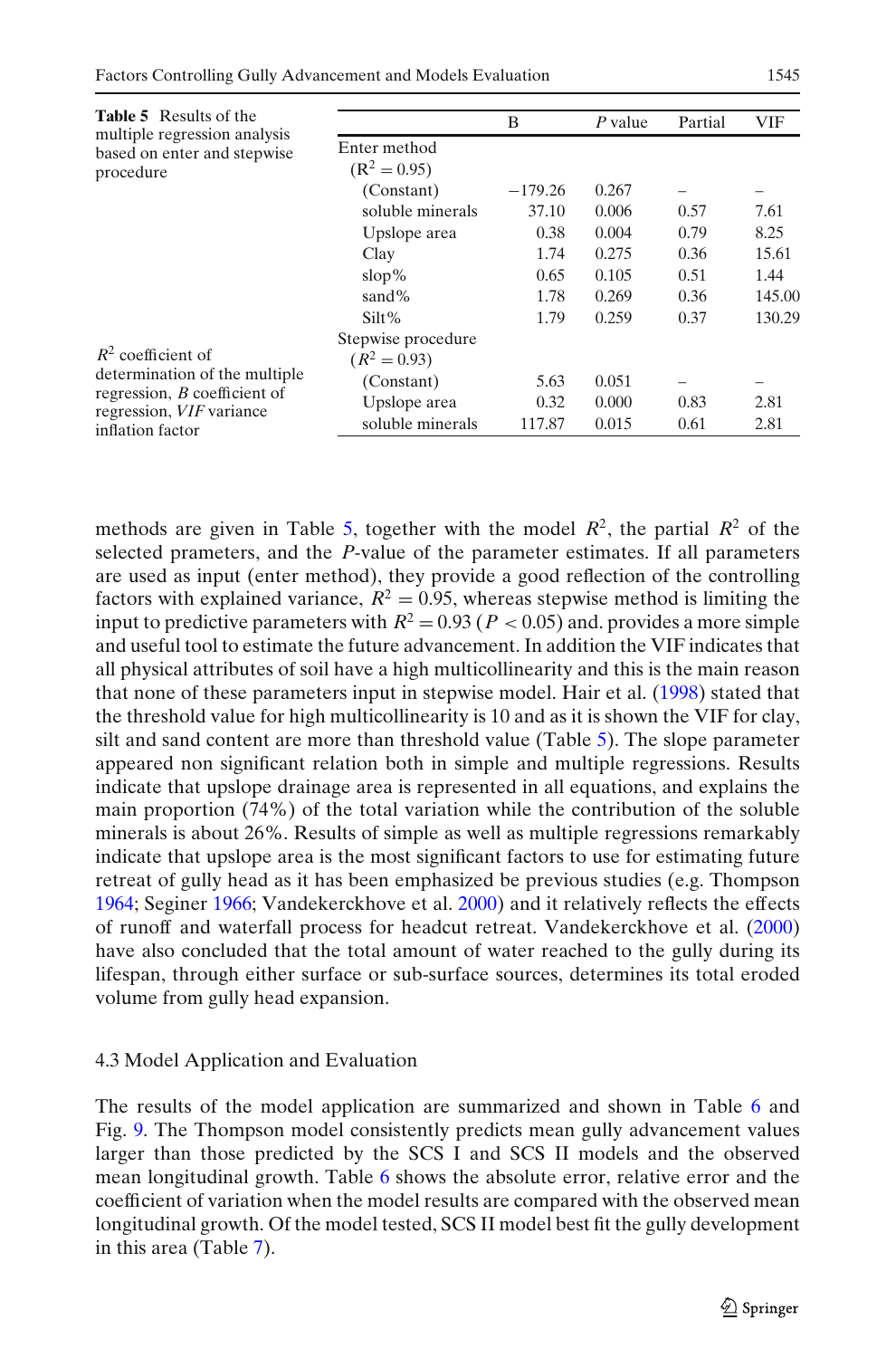**Table 5** Results of the multiple regression analysis based on enter and stepwise procedure

|  | B | P value | Partial | VIF |
|---|---|---|---|---|
| Enter method |  |  |  |  |
| ($R^2 = 0.95$) |  |  |  |  |
| (Constant) | −179.26 | 0.267 | – | – |
| soluble minerals | 37.10 | 0.006 | 0.57 | 7.61 |
| Upslope area | 0.38 | 0.004 | 0.79 | 8.25 |
| Clay | 1.74 | 0.275 | 0.36 | 15.61 |
| slop% | 0.65 | 0.105 | 0.51 | 1.44 |
| sand% | 1.78 | 0.269 | 0.36 | 145.00 |
| Silt% | 1.79 | 0.259 | 0.37 | 130.29 |
| Stepwise procedure |  |  |  |  |
| ($R^2 = 0.93$) |  |  |  |  |
| (Constant) | 5.63 | 0.051 | – | – |
| Upslope area | 0.32 | 0.000 | 0.83 | 2.81 |
| soluble minerals | 117.87 | 0.015 | 0.61 | 2.81 |

$R^2$ coefficient of determination of the multiple regression, *B* coefficient of regression, *VIF* variance inflation factor

methods are given in Table 5, together with the model $R^2$, the partial $R^2$ of the selected prameters, and the *P*-value of the parameter estimates. If all parameters are used as input (enter method), they provide a good reflection of the controlling factors with explained variance, $R^2 = 0.95$, whereas stepwise method is limiting the input to predictive parameters with $R^2 = 0.93$ ($P < 0.05$) and. provides a more simple and useful tool to estimate the future advancement. In addition the VIF indicates that all physical attributes of soil have a high multicollinearity and this is the main reason that none of these parameters input in stepwise model. Hair et al. (1998) stated that the threshold value for high multicollinearity is 10 and as it is shown the VIF for clay, silt and sand content are more than threshold value (Table 5). The slope parameter appeared non significant relation both in simple and multiple regressions. Results indicate that upslope drainage area is represented in all equations, and explains the main proportion (74%) of the total variation while the contribution of the soluble minerals is about 26%. Results of simple as well as multiple regressions remarkably indicate that upslope area is the most significant factors to use for estimating future retreat of gully head as it has been emphasized be previous studies (e.g. Thompson 1964; Seginer 1966; Vandekerckhove et al. 2000) and it relatively reflects the effects of runoff and waterfall process for headcut retreat. Vandekerckhove et al. (2000) have also concluded that the total amount of water reached to the gully during its lifespan, through either surface or sub-surface sources, determines its total eroded volume from gully head expansion.

### 4.3 Model Application and Evaluation

The results of the model application are summarized and shown in Table 6 and Fig. 9. The Thompson model consistently predicts mean gully advancement values larger than those predicted by the SCS I and SCS II models and the observed mean longitudinal growth. Table 6 shows the absolute error, relative error and the coefficient of variation when the model results are compared with the observed mean longitudinal growth. Of the model tested, SCS II model best fit the gully development in this area (Table 7).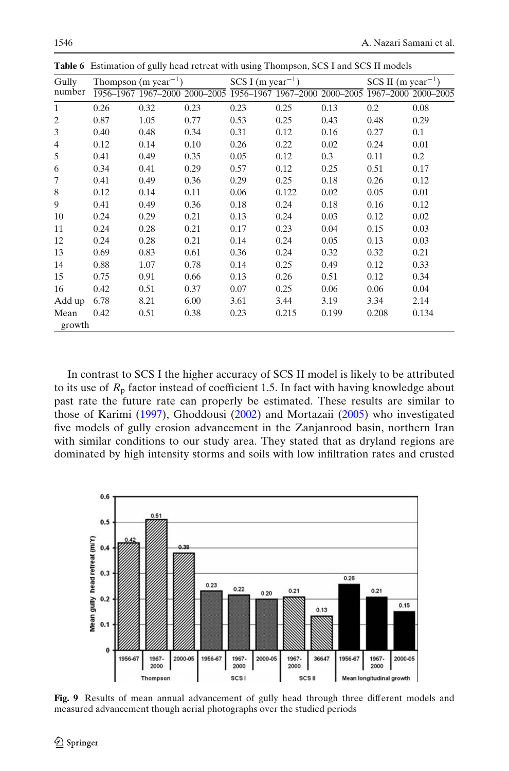**Table 6** Estimation of gully head retreat with using Thompson, SCS I and SCS II models

| Gully number | Thompson (m year$^{-1}$) | | | SCS I (m year$^{-1}$) | | | SCS II (m year$^{-1}$) | |
|---|---|---|---|---|---|---|---|---|
| | 1956–1967 | 1967–2000 | 2000–2005 | 1956–1967 | 1967–2000 | 2000–2005 | 1967–2000 | 2000–2005 |
| 1 | 0.26 | 0.32 | 0.23 | 0.23 | 0.25 | 0.13 | 0.2 | 0.08 |
| 2 | 0.87 | 1.05 | 0.77 | 0.53 | 0.25 | 0.43 | 0.48 | 0.29 |
| 3 | 0.40 | 0.48 | 0.34 | 0.31 | 0.12 | 0.16 | 0.27 | 0.1 |
| 4 | 0.12 | 0.14 | 0.10 | 0.26 | 0.22 | 0.02 | 0.24 | 0.01 |
| 5 | 0.41 | 0.49 | 0.35 | 0.05 | 0.12 | 0.3 | 0.11 | 0.2 |
| 6 | 0.34 | 0.41 | 0.29 | 0.57 | 0.12 | 0.25 | 0.51 | 0.17 |
| 7 | 0.41 | 0.49 | 0.36 | 0.29 | 0.25 | 0.18 | 0.26 | 0.12 |
| 8 | 0.12 | 0.14 | 0.11 | 0.06 | 0.122 | 0.02 | 0.05 | 0.01 |
| 9 | 0.41 | 0.49 | 0.36 | 0.18 | 0.24 | 0.18 | 0.16 | 0.12 |
| 10 | 0.24 | 0.29 | 0.21 | 0.13 | 0.24 | 0.03 | 0.12 | 0.02 |
| 11 | 0.24 | 0.28 | 0.21 | 0.17 | 0.23 | 0.04 | 0.15 | 0.03 |
| 12 | 0.24 | 0.28 | 0.21 | 0.14 | 0.24 | 0.05 | 0.13 | 0.03 |
| 13 | 0.69 | 0.83 | 0.61 | 0.36 | 0.24 | 0.32 | 0.32 | 0.21 |
| 14 | 0.88 | 1.07 | 0.78 | 0.14 | 0.25 | 0.49 | 0.12 | 0.33 |
| 15 | 0.75 | 0.91 | 0.66 | 0.13 | 0.26 | 0.51 | 0.12 | 0.34 |
| 16 | 0.42 | 0.51 | 0.37 | 0.07 | 0.25 | 0.06 | 0.06 | 0.04 |
| Add up | 6.78 | 8.21 | 6.00 | 3.61 | 3.44 | 3.19 | 3.34 | 2.14 |
| Mean growth | 0.42 | 0.51 | 0.38 | 0.23 | 0.215 | 0.199 | 0.208 | 0.134 |

In contrast to SCS I the higher accuracy of SCS II model is likely to be attributed to its use of $R_p$ factor instead of coefficient 1.5. In fact with having knowledge about past rate the future rate can properly be estimated. These results are similar to those of Karimi (1997), Ghoddousi (2002) and Mortazaii (2005) who investigated five models of gully erosion advancement in the Zanjanrood basin, northern Iran with similar conditions to our study area. They stated that as dryland regions are dominated by high intensity storms and soils with low infiltration rates and crusted

**Fig. 9** Results of mean annual advancement of gully head through three different models and measured advancement though aerial photographs over the studied periods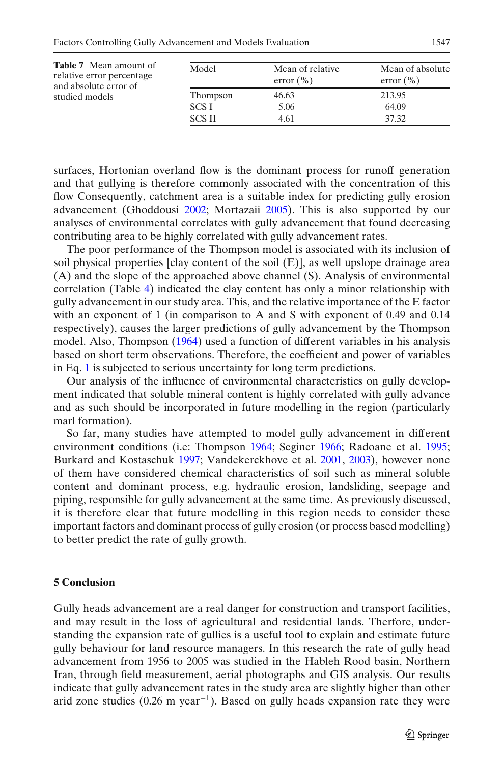**Table 7** Mean amount of relative error percentage and absolute error of studied models

| Model | Mean of relative error (%) | Mean of absolute error (%) |
|---|---|---|
| Thompson | 46.63 | 213.95 |
| SCS I | 5.06 | 64.09 |
| SCS II | 4.61 | 37.32 |

surfaces, Hortonian overland flow is the dominant process for runoff generation and that gullying is therefore commonly associated with the concentration of this flow Consequently, catchment area is a suitable index for predicting gully erosion advancement (Ghoddousi 2002; Mortazaii 2005). This is also supported by our analyses of environmental correlates with gully advancement that found decreasing contributing area to be highly correlated with gully advancement rates.

The poor performance of the Thompson model is associated with its inclusion of soil physical properties [clay content of the soil (E)], as well upslope drainage area (A) and the slope of the approached above channel (S). Analysis of environmental correlation (Table 4) indicated the clay content has only a minor relationship with gully advancement in our study area. This, and the relative importance of the E factor with an exponent of 1 (in comparison to A and S with exponent of 0.49 and 0.14 respectively), causes the larger predictions of gully advancement by the Thompson model. Also, Thompson (1964) used a function of different variables in his analysis based on short term observations. Therefore, the coefficient and power of variables in Eq. 1 is subjected to serious uncertainty for long term predictions.

Our analysis of the influence of environmental characteristics on gully development indicated that soluble mineral content is highly correlated with gully advance and as such should be incorporated in future modelling in the region (particularly marl formation).

So far, many studies have attempted to model gully advancement in different environment conditions (i.e: Thompson 1964; Seginer 1966; Radoane et al. 1995; Burkard and Kostaschuk 1997; Vandekerckhove et al. 2001, 2003), however none of them have considered chemical characteristics of soil such as mineral soluble content and dominant process, e.g. hydraulic erosion, landsliding, seepage and piping, responsible for gully advancement at the same time. As previously discussed, it is therefore clear that future modelling in this region needs to consider these important factors and dominant process of gully erosion (or process based modelling) to better predict the rate of gully growth.

## 5 Conclusion

Gully heads advancement are a real danger for construction and transport facilities, and may result in the loss of agricultural and residential lands. Therfore, understanding the expansion rate of gullies is a useful tool to explain and estimate future gully behaviour for land resource managers. In this research the rate of gully head advancement from 1956 to 2005 was studied in the Hableh Rood basin, Northern Iran, through field measurement, aerial photographs and GIS analysis. Our results indicate that gully advancement rates in the study area are slightly higher than other arid zone studies (0.26 m $\text{year}^{-1}$). Based on gully heads expansion rate they were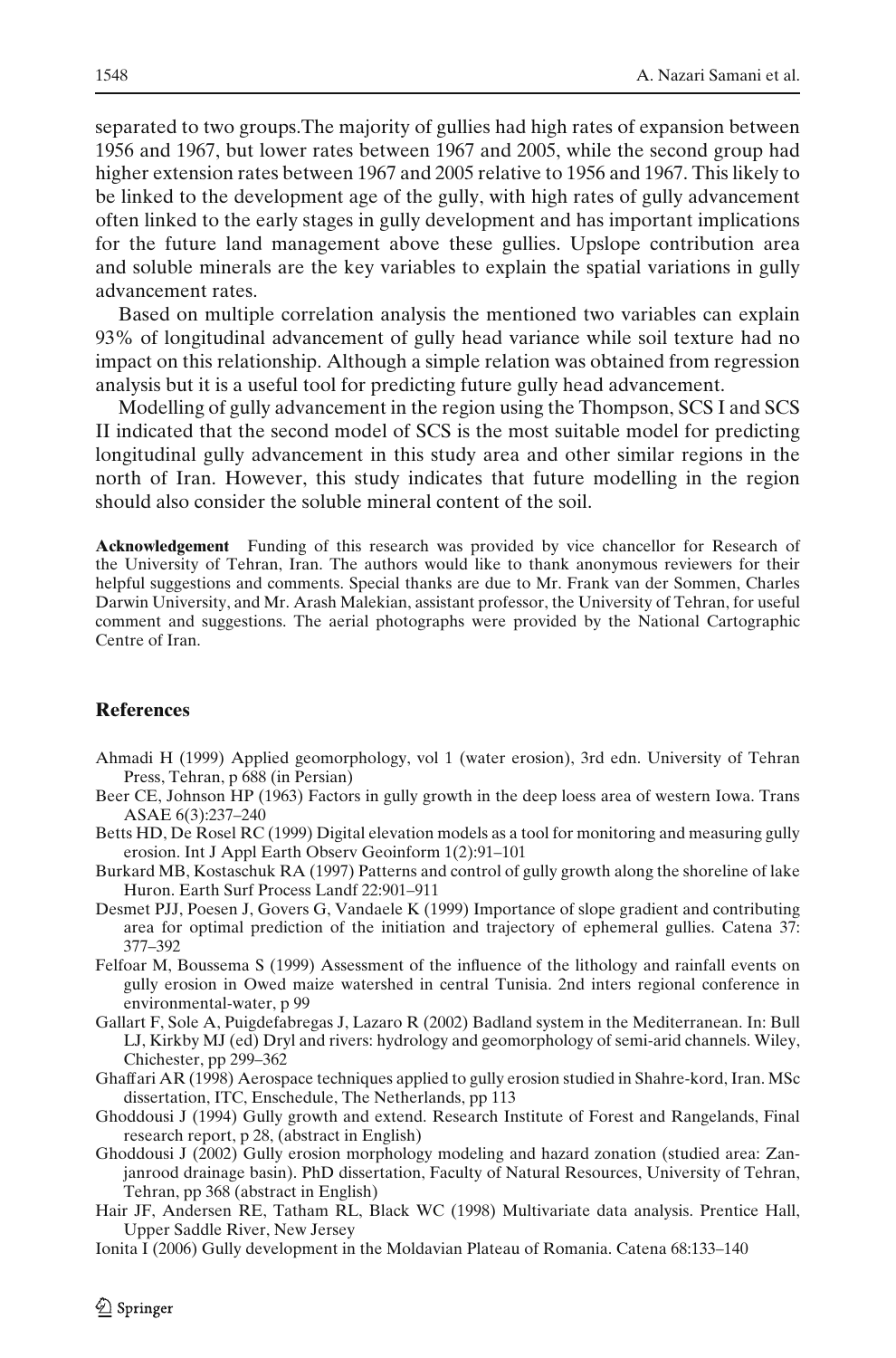separated to two groups.The majority of gullies had high rates of expansion between 1956 and 1967, but lower rates between 1967 and 2005, while the second group had higher extension rates between 1967 and 2005 relative to 1956 and 1967. This likely to be linked to the development age of the gully, with high rates of gully advancement often linked to the early stages in gully development and has important implications for the future land management above these gullies. Upslope contribution area and soluble minerals are the key variables to explain the spatial variations in gully advancement rates.

Based on multiple correlation analysis the mentioned two variables can explain 93% of longitudinal advancement of gully head variance while soil texture had no impact on this relationship. Although a simple relation was obtained from regression analysis but it is a useful tool for predicting future gully head advancement.

Modelling of gully advancement in the region using the Thompson, SCS I and SCS II indicated that the second model of SCS is the most suitable model for predicting longitudinal gully advancement in this study area and other similar regions in the north of Iran. However, this study indicates that future modelling in the region should also consider the soluble mineral content of the soil.

**Acknowledgement** Funding of this research was provided by vice chancellor for Research of the University of Tehran, Iran. The authors would like to thank anonymous reviewers for their helpful suggestions and comments. Special thanks are due to Mr. Frank van der Sommen, Charles Darwin University, and Mr. Arash Malekian, assistant professor, the University of Tehran, for useful comment and suggestions. The aerial photographs were provided by the National Cartographic Centre of Iran.

## References

Ahmadi H (1999) Applied geomorphology, vol 1 (water erosion), 3rd edn. University of Tehran Press, Tehran, p 688 (in Persian)

Beer CE, Johnson HP (1963) Factors in gully growth in the deep loess area of western Iowa. Trans ASAE 6(3):237–240

Betts HD, De Rosel RC (1999) Digital elevation models as a tool for monitoring and measuring gully erosion. Int J Appl Earth Observ Geoinform 1(2):91–101

Burkard MB, Kostaschuk RA (1997) Patterns and control of gully growth along the shoreline of lake Huron. Earth Surf Process Landf 22:901–911

Desmet PJJ, Poesen J, Govers G, Vandaele K (1999) Importance of slope gradient and contributing area for optimal prediction of the initiation and trajectory of ephemeral gullies. Catena 37: 377–392

Felfoar M, Boussema S (1999) Assessment of the influence of the lithology and rainfall events on gully erosion in Owed maize watershed in central Tunisia. 2nd inters regional conference in environmental-water, p 99

Gallart F, Sole A, Puigdefabregas J, Lazaro R (2002) Badland system in the Mediterranean. In: Bull LJ, Kirkby MJ (ed) Dryl and rivers: hydrology and geomorphology of semi-arid channels. Wiley, Chichester, pp 299–362

Ghaffari AR (1998) Aerospace techniques applied to gully erosion studied in Shahre-kord, Iran. MSc dissertation, ITC, Enschedule, The Netherlands, pp 113

Ghoddousi J (1994) Gully growth and extend. Research Institute of Forest and Rangelands, Final research report, p 28, (abstract in English)

Ghoddousi J (2002) Gully erosion morphology modeling and hazard zonation (studied area: Zanjanrood drainage basin). PhD dissertation, Faculty of Natural Resources, University of Tehran, Tehran, pp 368 (abstract in English)

Hair JF, Andersen RE, Tatham RL, Black WC (1998) Multivariate data analysis. Prentice Hall, Upper Saddle River, New Jersey

Ionita I (2006) Gully development in the Moldavian Plateau of Romania. Catena 68:133–140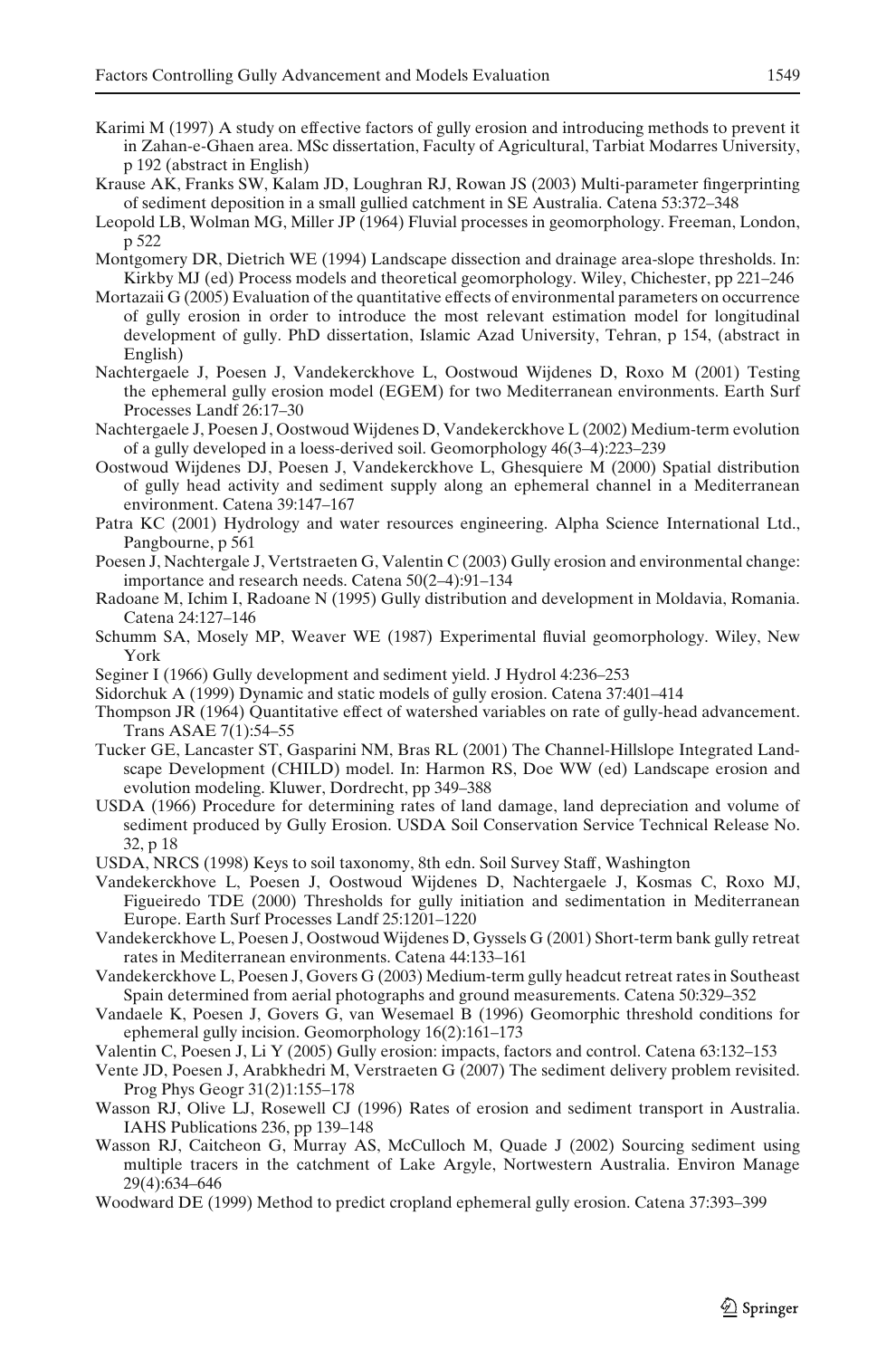Karimi M (1997) A study on effective factors of gully erosion and introducing methods to prevent it in Zahan-e-Ghaen area. MSc dissertation, Faculty of Agricultural, Tarbiat Modarres University, p 192 (abstract in English)

Krause AK, Franks SW, Kalam JD, Loughran RJ, Rowan JS (2003) Multi-parameter fingerprinting of sediment deposition in a small gullied catchment in SE Australia. Catena 53:372–348

Leopold LB, Wolman MG, Miller JP (1964) Fluvial processes in geomorphology. Freeman, London, p 522

Montgomery DR, Dietrich WE (1994) Landscape dissection and drainage area-slope thresholds. In: Kirkby MJ (ed) Process models and theoretical geomorphology. Wiley, Chichester, pp 221–246

Mortazaii G (2005) Evaluation of the quantitative effects of environmental parameters on occurrence of gully erosion in order to introduce the most relevant estimation model for longitudinal development of gully. PhD dissertation, Islamic Azad University, Tehran, p 154, (abstract in English)

Nachtergaele J, Poesen J, Vandekerckhove L, Oostwoud Wijdenes D, Roxo M (2001) Testing the ephemeral gully erosion model (EGEM) for two Mediterranean environments. Earth Surf Processes Landf 26:17–30

Nachtergaele J, Poesen J, Oostwoud Wijdenes D, Vandekerckhove L (2002) Medium-term evolution of a gully developed in a loess-derived soil. Geomorphology 46(3–4):223–239

Oostwoud Wijdenes DJ, Poesen J, Vandekerckhove L, Ghesquiere M (2000) Spatial distribution of gully head activity and sediment supply along an ephemeral channel in a Mediterranean environment. Catena 39:147–167

Patra KC (2001) Hydrology and water resources engineering. Alpha Science International Ltd., Pangbourne, p 561

Poesen J, Nachtergale J, Vertstraeten G, Valentin C (2003) Gully erosion and environmental change: importance and research needs. Catena 50(2–4):91–134

Radoane M, Ichim I, Radoane N (1995) Gully distribution and development in Moldavia, Romania. Catena 24:127–146

Schumm SA, Mosely MP, Weaver WE (1987) Experimental fluvial geomorphology. Wiley, New York

Seginer I (1966) Gully development and sediment yield. J Hydrol 4:236–253

Sidorchuk A (1999) Dynamic and static models of gully erosion. Catena 37:401–414

Thompson JR (1964) Quantitative effect of watershed variables on rate of gully-head advancement. Trans ASAE 7(1):54–55

Tucker GE, Lancaster ST, Gasparini NM, Bras RL (2001) The Channel-Hillslope Integrated Landscape Development (CHILD) model. In: Harmon RS, Doe WW (ed) Landscape erosion and evolution modeling. Kluwer, Dordrecht, pp 349–388

USDA (1966) Procedure for determining rates of land damage, land depreciation and volume of sediment produced by Gully Erosion. USDA Soil Conservation Service Technical Release No. 32, p 18

USDA, NRCS (1998) Keys to soil taxonomy, 8th edn. Soil Survey Staff, Washington

Vandekerckhove L, Poesen J, Oostwoud Wijdenes D, Nachtergaele J, Kosmas C, Roxo MJ, Figueiredo TDE (2000) Thresholds for gully initiation and sedimentation in Mediterranean Europe. Earth Surf Processes Landf 25:1201–1220

Vandekerckhove L, Poesen J, Oostwoud Wijdenes D, Gyssels G (2001) Short-term bank gully retreat rates in Mediterranean environments. Catena 44:133–161

Vandekerckhove L, Poesen J, Govers G (2003) Medium-term gully headcut retreat rates in Southeast Spain determined from aerial photographs and ground measurements. Catena 50:329–352

Vandaele K, Poesen J, Govers G, van Wesemael B (1996) Geomorphic threshold conditions for ephemeral gully incision. Geomorphology 16(2):161–173

Valentin C, Poesen J, Li Y (2005) Gully erosion: impacts, factors and control. Catena 63:132–153

Vente JD, Poesen J, Arabkhedri M, Verstraeten G (2007) The sediment delivery problem revisited. Prog Phys Geogr 31(2)1:155–178

Wasson RJ, Olive LJ, Rosewell CJ (1996) Rates of erosion and sediment transport in Australia. IAHS Publications 236, pp 139–148

Wasson RJ, Caitcheon G, Murray AS, McCulloch M, Quade J (2002) Sourcing sediment using multiple tracers in the catchment of Lake Argyle, Nortwestern Australia. Environ Manage 29(4):634–646

Woodward DE (1999) Method to predict cropland ephemeral gully erosion. Catena 37:393–399